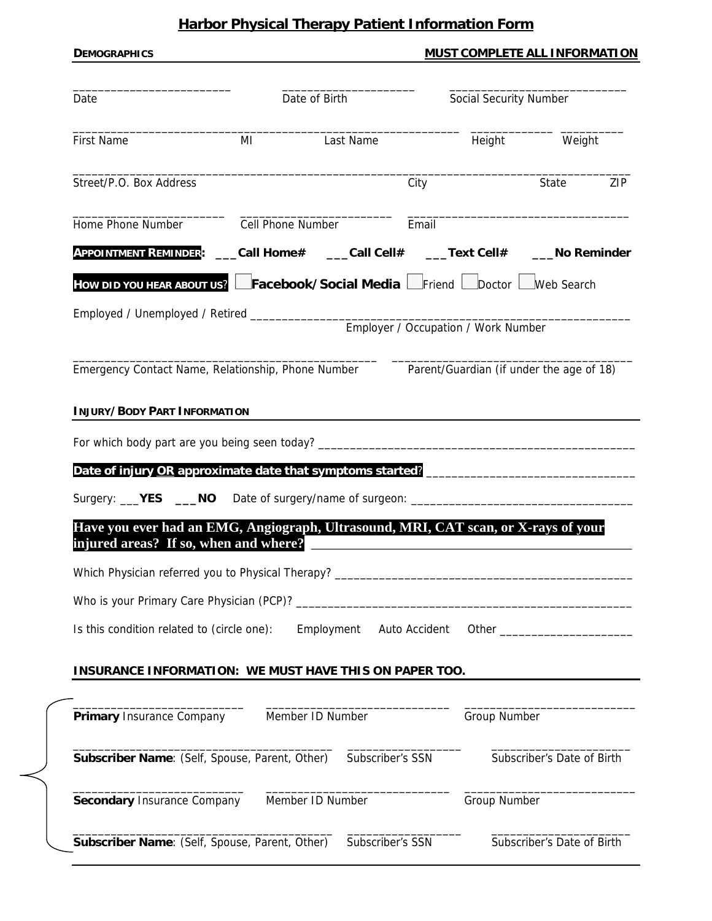# Harbor Physical Therapy Patient Information Form

**DEMOGRAPHICS** **MUST COMPLETE ALL INFORMATION**

________________________ ____________________ ____________________________
Date Date of Birth Social Security Number

____________________________________________________________ _____________ __________
First Name MI Last Name Height Weight

____________________________________________________________________________________
Street/P.O. Box Address City State ZIP

_______________________ _______________________ __________________________________
Home Phone Number Cell Phone Number Email

**APPOINTMENT REMINDER**: ___**Call Home#** ___**Call Cell#** ___**Text Cell#** ___**No Reminder**

**HOW DID YOU HEAR ABOUT US**? ☐ **Facebook/Social Media** ☐ Friend ☐ Doctor ☐ Web Search

Employed / Unemployed / Retired ____________________________________________________________
Employer / Occupation / Work Number

_______________________________________________ ______________________________________
Emergency Contact Name, Relationship, Phone Number Parent/Guardian (if under the age of 18)

**INJURY/BODY PART INFORMATION**

For which body part are you being seen today? __________________________________________________

**Date of injury OR approximate date that symptoms started**? ________________________________

Surgery: ___**YES** ___**NO** Date of surgery/name of surgeon: _________________________________

**Have you ever had an EMG, Angiograph, Ultrasound, MRI, CAT scan, or X-rays of your injured areas? If so, when and where?** ________________________________________________

Which Physician referred you to Physical Therapy? ______________________________________________

Who is your Primary Care Physician (PCP)? ____________________________________________________

Is this condition related to (circle one): Employment Auto Accident Other ____________________

**INSURANCE INFORMATION: WE MUST HAVE THIS ON PAPER TOO.**

__________________________ ____________________________ __________________________
**Primary** Insurance Company Member ID Number Group Number

_________________________________________ __________________ _____________________
**Subscriber Name**: (Self, Spouse, Parent, Other) Subscriber's SSN Subscriber's Date of Birth

__________________________ ____________________________ __________________________
**Secondary** Insurance Company Member ID Number Group Number

_________________________________________ __________________ _____________________
**Subscriber Name**: (Self, Spouse, Parent, Other) Subscriber's SSN Subscriber's Date of Birth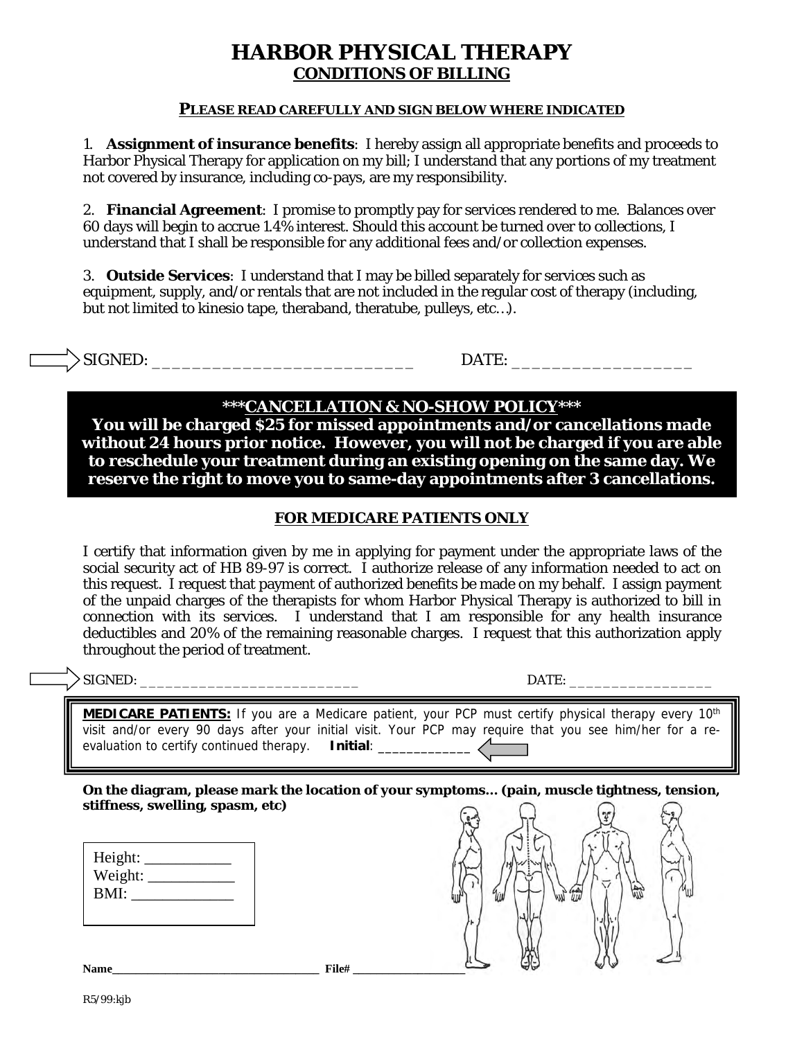# HARBOR PHYSICAL THERAPY

## CONDITIONS OF BILLING

**PLEASE READ CAREFULLY AND SIGN BELOW WHERE INDICATED**

1. **Assignment of insurance benefits**: I hereby assign all appropriate benefits and proceeds to Harbor Physical Therapy for application on my bill; I understand that any portions of my treatment not covered by insurance, including co-pays, are my responsibility.

2. **Financial Agreement**: I promise to promptly pay for services rendered to me. Balances over 60 days will begin to accrue 1.4% interest. Should this account be turned over to collections, I understand that I shall be responsible for any additional fees and/or collection expenses.

3. **Outside Services**: I understand that I may be billed separately for services such as equipment, supply, and/or rentals that are not included in the regular cost of therapy (including, but not limited to kinesio tape, theraband, theratube, pulleys, etc…).

SIGNED: ___________________________ DATE: ___________________

**\*\*\*CANCELLATION & NO-SHOW POLICY\*\*\***

**You will be charged $25 for missed appointments and/or cancellations made without 24 hours prior notice. However, you will not be charged if you are able to reschedule your treatment during an existing opening on the same day. We reserve the right to move you to same-day appointments after 3 cancellations.**

**FOR MEDICARE PATIENTS ONLY**

I certify that information given by me in applying for payment under the appropriate laws of the social security act of HB 89-97 is correct. I authorize release of any information needed to act on this request. I request that payment of authorized benefits be made on my behalf. I assign payment of the unpaid charges of the therapists for whom Harbor Physical Therapy is authorized to bill in connection with its services. I understand that I am responsible for any health insurance deductibles and 20% of the remaining reasonable charges. I request that this authorization apply throughout the period of treatment.

SIGNED: ___________________________ DATE: _________________

**MEDICARE PATIENTS:** If you are a Medicare patient, your PCP must certify physical therapy every 10th visit and/or every 90 days after your initial visit. Your PCP may require that you see him/her for a re-evaluation to certify continued therapy. **Initial**: _____________

**On the diagram, please mark the location of your symptoms… (pain, muscle tightness, tension, stiffness, swelling, spasm, etc)**

Height: ___________
Weight: ___________
BMI: _____________

**Name**___________________________________ **File#** ___________________

R5/99:kjb